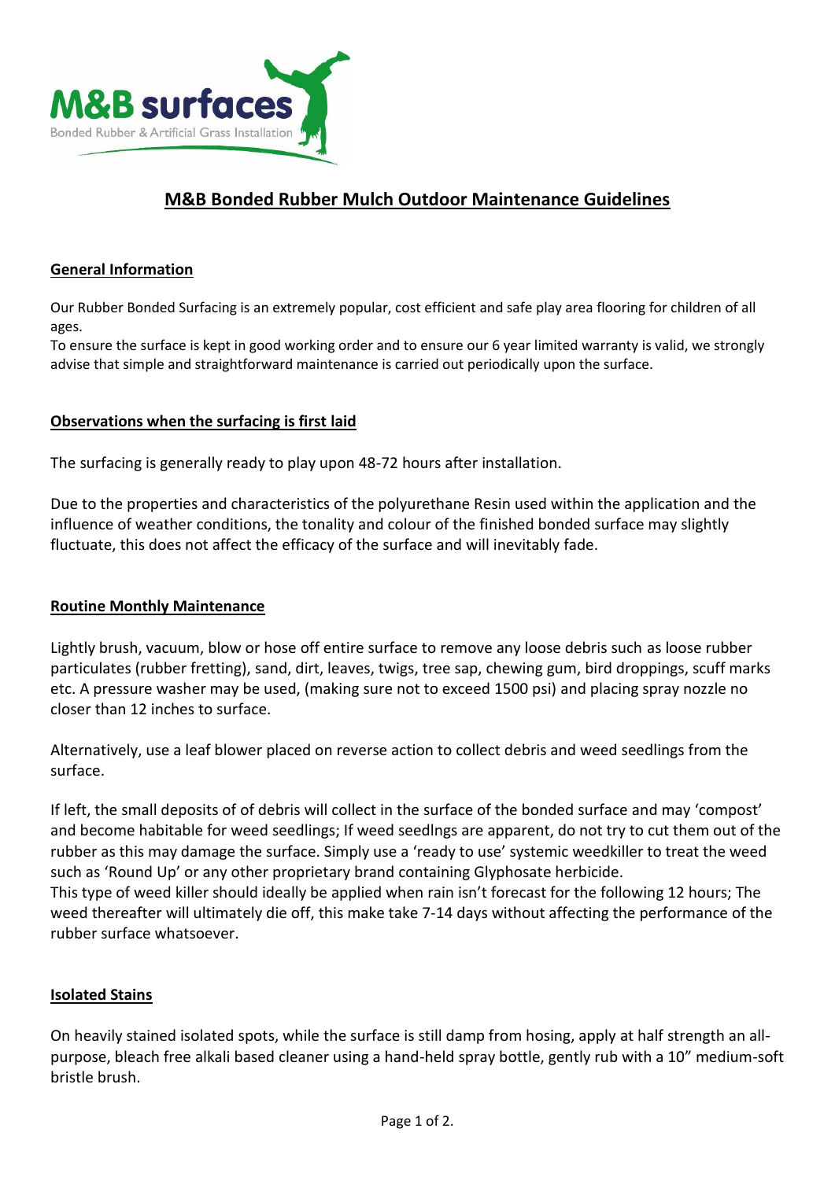**M&B surfaces**

Bonded Rubber & Artificial Grass Installation

# M&B Bonded Rubber Mulch Outdoor Maintenance Guidelines

## General Information

Our Rubber Bonded Surfacing is an extremely popular, cost efficient and safe play area flooring for children of all ages.
To ensure the surface is kept in good working order and to ensure our 6 year limited warranty is valid, we strongly advise that simple and straightforward maintenance is carried out periodically upon the surface.

## Observations when the surfacing is first laid

The surfacing is generally ready to play upon 48-72 hours after installation.

Due to the properties and characteristics of the polyurethane Resin used within the application and the influence of weather conditions, the tonality and colour of the finished bonded surface may slightly fluctuate, this does not affect the efficacy of the surface and will inevitably fade.

## Routine Monthly Maintenance

Lightly brush, vacuum, blow or hose off entire surface to remove any loose debris such as loose rubber particulates (rubber fretting), sand, dirt, leaves, twigs, tree sap, chewing gum, bird droppings, scuff marks etc. A pressure washer may be used, (making sure not to exceed 1500 psi) and placing spray nozzle no closer than 12 inches to surface.

Alternatively, use a leaf blower placed on reverse action to collect debris and weed seedlings from the surface.

If left, the small deposits of of debris will collect in the surface of the bonded surface and may 'compost' and become habitable for weed seedlings; If weed seedlngs are apparent, do not try to cut them out of the rubber as this may damage the surface. Simply use a 'ready to use' systemic weedkiller to treat the weed such as 'Round Up' or any other proprietary brand containing Glyphosate herbicide.
This type of weed killer should ideally be applied when rain isn't forecast for the following 12 hours; The weed thereafter will ultimately die off, this make take 7-14 days without affecting the performance of the rubber surface whatsoever.

## Isolated Stains

On heavily stained isolated spots, while the surface is still damp from hosing, apply at half strength an all-purpose, bleach free alkali based cleaner using a hand-held spray bottle, gently rub with a 10" medium-soft bristle brush.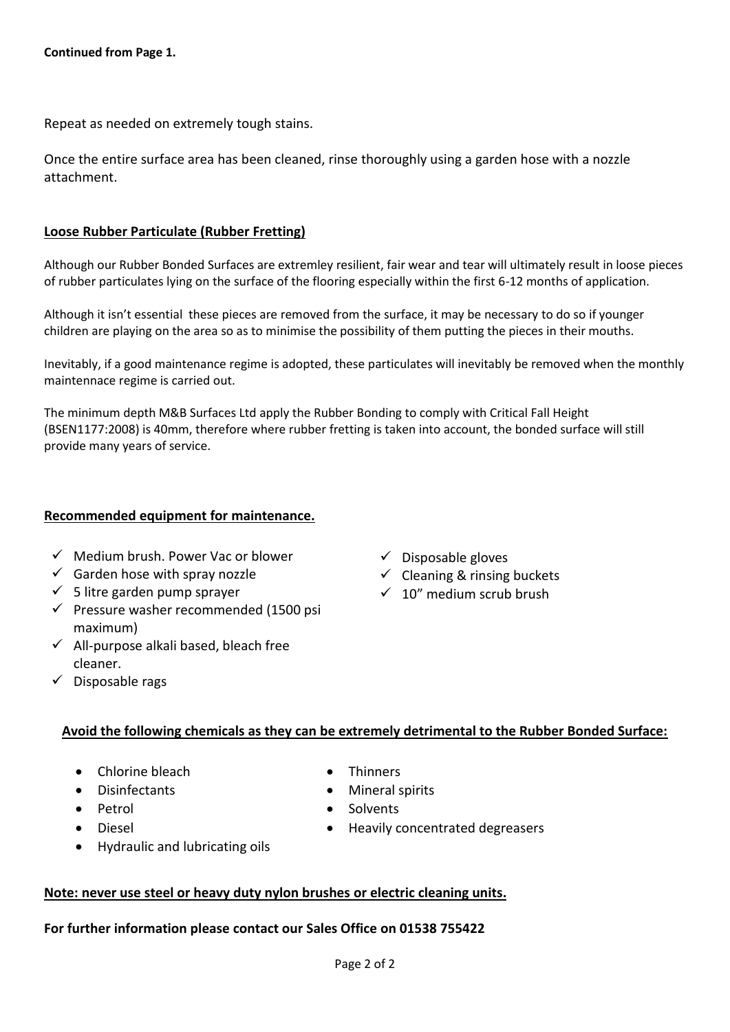**Continued from Page 1.**

Repeat as needed on extremely tough stains.

Once the entire surface area has been cleaned, rinse thoroughly using a garden hose with a nozzle attachment.

## Loose Rubber Particulate (Rubber Fretting)

Although our Rubber Bonded Surfaces are extremley resilient, fair wear and tear will ultimately result in loose pieces of rubber particulates lying on the surface of the flooring especially within the first 6-12 months of application.

Although it isn't essential these pieces are removed from the surface, it may be necessary to do so if younger children are playing on the area so as to minimise the possibility of them putting the pieces in their mouths.

Inevitably, if a good maintenance regime is adopted, these particulates will inevitably be removed when the monthly maintennace regime is carried out.

The minimum depth M&B Surfaces Ltd apply the Rubber Bonding to comply with Critical Fall Height (BSEN1177:2008) is 40mm, therefore where rubber fretting is taken into account, the bonded surface will still provide many years of service.

## Recommended equipment for maintenance.

- ✓ Medium brush. Power Vac or blower
- ✓ Garden hose with spray nozzle
- ✓ 5 litre garden pump sprayer
- ✓ Pressure washer recommended (1500 psi maximum)
- ✓ All-purpose alkali based, bleach free cleaner.
- ✓ Disposable rags
- ✓ Disposable gloves
- ✓ Cleaning & rinsing buckets
- ✓ 10" medium scrub brush

## Avoid the following chemicals as they can be extremely detrimental to the Rubber Bonded Surface:

- Chlorine bleach
- Disinfectants
- Petrol
- Diesel
- Hydraulic and lubricating oils
- Thinners
- Mineral spirits
- Solvents
- Heavily concentrated degreasers

**Note: never use steel or heavy duty nylon brushes or electric cleaning units.**

**For further information please contact our Sales Office on 01538 755422**